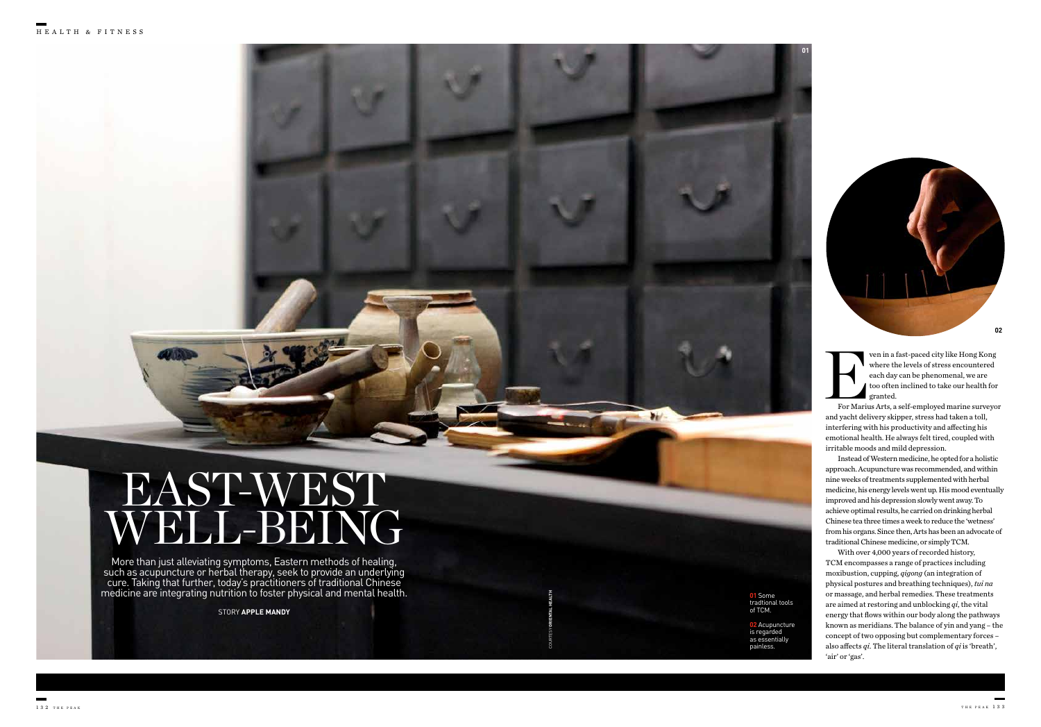# EAST-WEST WELL-BEING

More than just alleviating symptoms, Eastern methods of healing, such as acupuncture or herbal therapy, seek to provide an underlying cure. Taking that further, today's practitioners of traditional Chinese medicine are integrating nutrition to foster physical and mental health.

STORY **APPLE MANDY**

**01** Some traditional tools of TCM.

**02** Acupuncture is regarded as essentially painless.

COURTESY **ORIENTAL HEALTH**

Even in a fast-paced city like Hong Kong where the levels of stress encountered each day can be phenomenal, we are too often inclined to take our health for granted.

For Marius Arts, a self-employed marine surveyor and yacht delivery skipper, stress had taken a toll, interfering with his productivity and affecting his emotional health. He always felt tired, coupled with irritable moods and mild depression.

Instead of Western medicine, he opted for a holistic approach. Acupuncture was recommended, and within nine weeks of treatments supplemented with herbal medicine, his energy levels went up. His mood eventually improved and his depression slowly went away. To achieve optimal results, he carried on drinking herbal Chinese tea three times a week to reduce the 'wetness' from his organs. Since then, Arts has been an advocate of traditional Chinese medicine, or simply TCM.

With over 4,000 years of recorded history, TCM encompasses a range of practices including moxibustion, cupping, *qigong* (an integration of physical postures and breathing techniques), *tui na* or massage, and herbal remedies. These treatments are aimed at restoring and unblocking *qi*, the vital energy that flows within our body along the pathways known as meridians. The balance of yin and yang – the concept of two opposing but complementary forces – also affects *qi*. The literal translation of *qi* is 'breath', 'air' or 'gas'.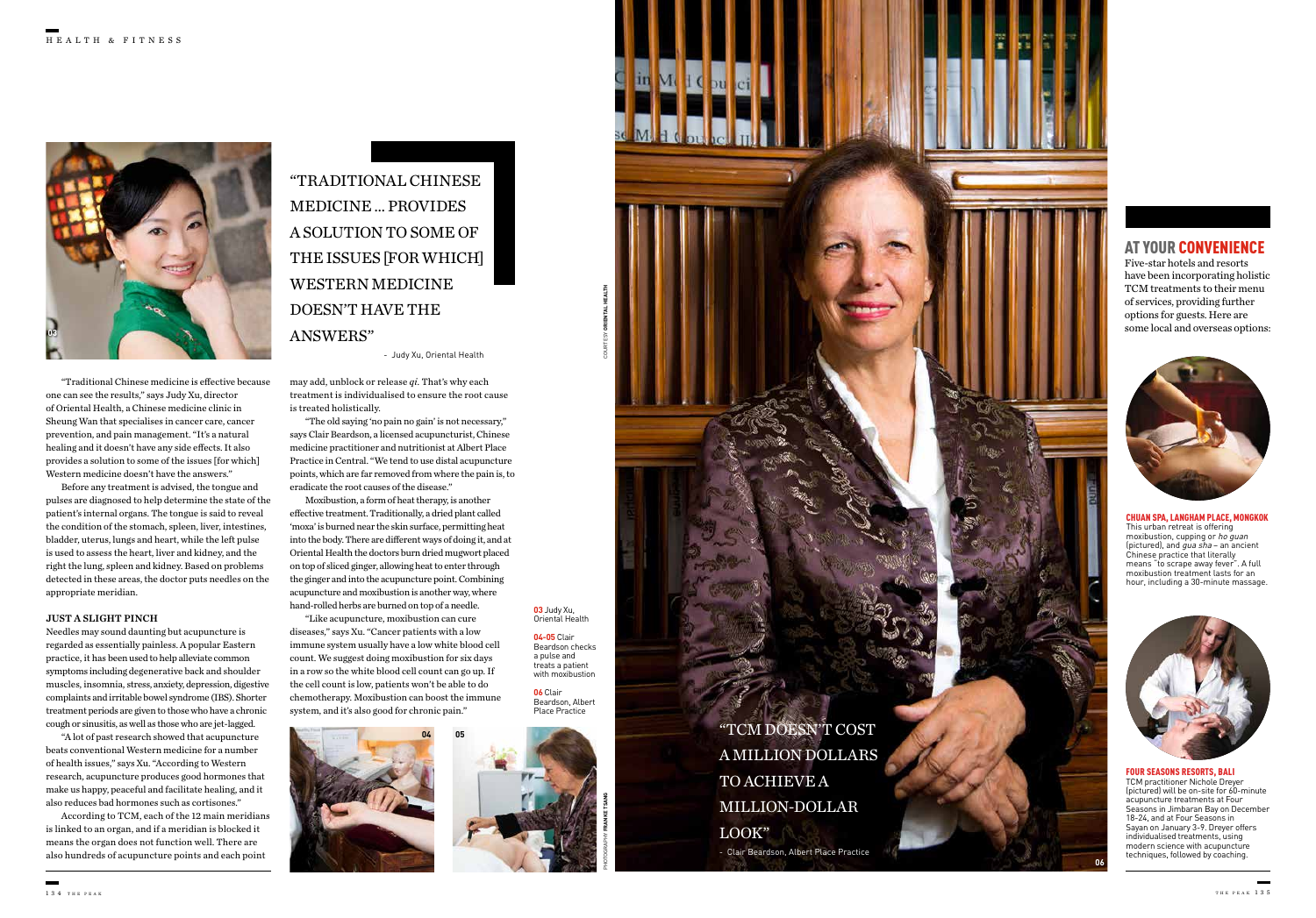> "TRADITIONAL CHINESE MEDICINE ... PROVIDES A SOLUTION TO SOME OF THE ISSUES [FOR WHICH] WESTERN MEDICINE DOESN'T HAVE THE ANSWERS"
>
> \- Judy Xu, Oriental Health

"Traditional Chinese medicine is effective because one can see the results," says Judy Xu, director of Oriental Health, a Chinese medicine clinic in Sheung Wan that specialises in cancer care, cancer prevention, and pain management. "It's a natural healing and it doesn't have any side effects. It also provides a solution to some of the issues [for which] Western medicine doesn't have the answers."

Before any treatment is advised, the tongue and pulses are diagnosed to help determine the state of the patient's internal organs. The tongue is said to reveal the condition of the stomach, spleen, liver, intestines, bladder, uterus, lungs and heart, while the left pulse is used to assess the heart, liver and kidney, and the right the lung, spleen and kidney. Based on problems detected in these areas, the doctor puts needles on the appropriate meridian.

### JUST A SLIGHT PINCH

Needles may sound daunting but acupuncture is regarded as essentially painless. A popular Eastern practice, it has been used to help alleviate common symptoms including degenerative back and shoulder muscles, insomnia, stress, anxiety, depression, digestive complaints and irritable bowel syndrome (IBS). Shorter treatment periods are given to those who have a chronic cough or sinusitis, as well as those who are jet-lagged.

"A lot of past research showed that acupuncture beats conventional Western medicine for a number of health issues," says Xu. "According to Western research, acupuncture produces good hormones that make us happy, peaceful and facilitate healing, and it also reduces bad hormones such as cortisones."

According to TCM, each of the 12 main meridians is linked to an organ, and if a meridian is blocked it means the organ does not function well. There are also hundreds of acupuncture points and each point may add, unblock or release *qi*. That's why each treatment is individualised to ensure the root cause is treated holistically.

"The old saying 'no pain no gain' is not necessary," says Clair Beardson, a licensed acupuncturist, Chinese medicine practitioner and nutritionist at Albert Place Practice in Central. "We tend to use distal acupuncture points, which are far removed from where the pain is, to eradicate the root causes of the disease."

Moxibustion, a form of heat therapy, is another effective treatment. Traditionally, a dried plant called 'moxa' is burned near the skin surface, permitting heat into the body. There are different ways of doing it, and at Oriental Health the doctors burn dried mugwort placed on top of sliced ginger, allowing heat to enter through the ginger and into the acupuncture point. Combining acupuncture and moxibustion is another way, where hand-rolled herbs are burned on top of a needle.

"Like acupuncture, moxibustion can cure diseases," says Xu. "Cancer patients with a low immune system usually have a low white blood cell count. We suggest doing moxibustion for six days in a row so the white blood cell count can go up. If the cell count is low, patients won't be able to do chemotherapy. Moxibustion can boost the immune system, and it's also good for chronic pain."

**03** Judy Xu, Oriental Health

**04-05** Clair Beardson checks a pulse and treats a patient with moxibustion

**06** Clair Beardson, Albert Place Practice

COURTESY ORIENTAL HEALTH

PHOTOGRAPHY FRANKIE TSANG

> "TCM DOESN'T COST A MILLION DOLLARS TO ACHIEVE A MILLION-DOLLAR LOOK"
>
> \- Clair Beardson, Albert Place Practice

## AT YOUR CONVENIENCE

Five-star hotels and resorts have been incorporating holistic TCM treatments to their menu of services, providing further options for guests. Here are some local and overseas options:

**CHUAN SPA, LANGHAM PLACE, MONGKOK**
This urban retreat is offering moxibustion, cupping or *ho guan* (pictured), and *gua sha* – an ancient Chinese practice that literally means "to scrape away fever". A full moxibustion treatment lasts for an hour, including a 30-minute massage.

**FOUR SEASONS RESORTS, BALI**
TCM practitioner Nichole Dreyer (pictured) will be on-site for 60-minute acupuncture treatments at Four Seasons in Jimbaran Bay on December 18-24, and at Four Seasons in Sayan on January 3-9. Dreyer offers individualised treatments, using modern science with acupuncture techniques, followed by coaching.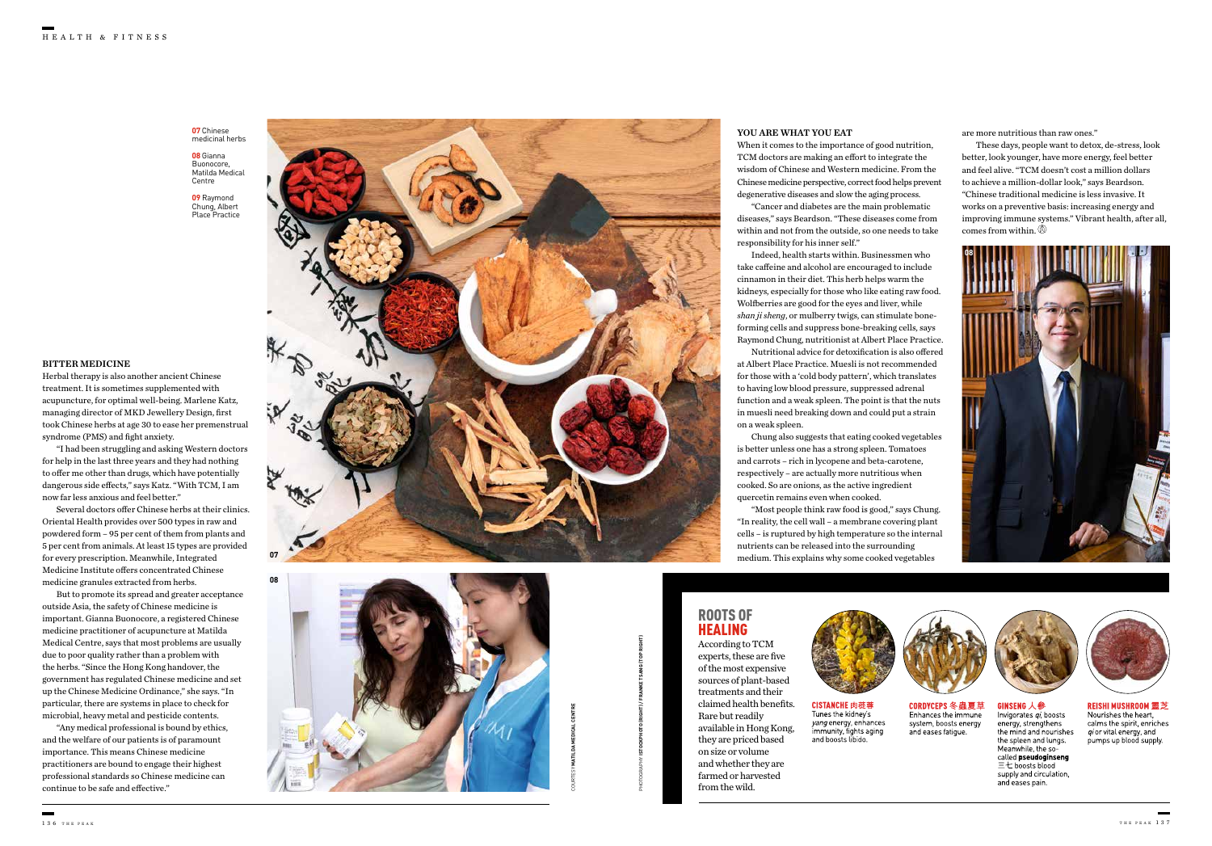07 Chinese medicinal herbs

08 Gianna Buonocore, Matilda Medical Centre

09 Raymond Chung, Albert Place Practice

### BITTER MEDICINE

Herbal therapy is also another ancient Chinese treatment. It is sometimes supplemented with acupuncture, for optimal well-being. Marlene Katz, managing director of MKD Jewellery Design, first took Chinese herbs at age 30 to ease her premenstrual syndrome (PMS) and fight anxiety.

"I had been struggling and asking Western doctors for help in the last three years and they had nothing to offer me other than drugs, which have potentially dangerous side effects," says Katz. "With TCM, I am now far less anxious and feel better."

Several doctors offer Chinese herbs at their clinics. Oriental Health provides over 500 types in raw and powdered form – 95 per cent of them from plants and 5 per cent from animals. At least 15 types are provided for every prescription. Meanwhile, Integrated Medicine Institute offers concentrated Chinese medicine granules extracted from herbs.

But to promote its spread and greater acceptance outside Asia, the safety of Chinese medicine is important. Gianna Buonocore, a registered Chinese medicine practitioner of acupuncture at Matilda Medical Centre, says that most problems are usually due to poor quality rather than a problem with the herbs. "Since the Hong Kong handover, the government has regulated Chinese medicine and set up the Chinese Medicine Ordinance," she says. "In particular, there are systems in place to check for microbial, heavy metal and pesticide contents.

"Any medical professional is bound by ethics, and the welfare of our patients is of paramount importance. This means Chinese medicine practitioners are bound to engage their highest professional standards so Chinese medicine can continue to be safe and effective."

### YOU ARE WHAT YOU EAT

When it comes to the importance of good nutrition, TCM doctors are making an effort to integrate the wisdom of Chinese and Western medicine. From the Chinese medicine perspective, correct food helps prevent degenerative diseases and slow the aging process.

"Cancer and diabetes are the main problematic diseases," says Beardson. "These diseases come from within and not from the outside, so one needs to take responsibility for his inner self."

Indeed, health starts within. Businessmen who take caffeine and alcohol are encouraged to include cinnamon in their diet. This herb helps warm the kidneys, especially for those who like eating raw food. Wolfberries are good for the eyes and liver, while *shan ji sheng*, or mulberry twigs, can stimulate bone-forming cells and suppress bone-breaking cells, says Raymond Chung, nutritionist at Albert Place Practice.

Nutritional advice for detoxification is also offered at Albert Place Practice. Muesli is not recommended for those with a 'cold body pattern', which translates to having low blood pressure, suppressed adrenal function and a weak spleen. The point is that the nuts in muesli need breaking down and could put a strain on a weak spleen.

Chung also suggests that eating cooked vegetables is better unless one has a strong spleen. Tomatoes and carrots – rich in lycopene and beta-carotene, respectively – are actually more nutritious when cooked. So are onions, as the active ingredient quercetin remains even when cooked.

"Most people think raw food is good," says Chung. "In reality, the cell wall – a membrane covering plant cells – is ruptured by high temperature so the internal nutrients can be released into the surrounding medium. This explains why some cooked vegetables are more nutritious than raw ones."

These days, people want to detox, de-stress, look better, look younger, have more energy, feel better and feel alive. "TCM doesn't cost a million dollars to achieve a million-dollar look," says Beardson. "Chinese traditional medicine is less invasive. It works on a preventive basis: increasing energy and improving immune systems." Vibrant health, after all, comes from within.

## ROOTS OF HEALING

According to TCM experts, these are five of the most expensive sources of plant-based treatments and their claimed health benefits. Rare but readily available in Hong Kong, they are priced based on size or volume and whether they are farmed or harvested from the wild.

**CISTANCHE 肉蓯蓉**
Tunes the kidney's *yang* energy, enhances immunity, fights aging and boosts libido.

**CORDYCEPS 冬蟲夏草**
Enhances the immune system, boosts energy and eases fatigue.

**GINSENG 人參**
Invigorates *qi*, boosts energy, strengthens the mind and nourishes the spleen and lungs. Meanwhile, the so-called **pseudoginseng 三七** boosts blood supply and circulation, and eases pain.

**REISHI MUSHROOM 靈芝**
Nourishes the heart, calms the spirit, enriches *qi* or vital energy, and pumps up blood supply.

COURTESY MATILDA MEDICAL CENTRE

PHOTOGRAPHY ISTOCKPHOTO (RIGHT) / FRANKIE TSANG (TOP RIGHT)